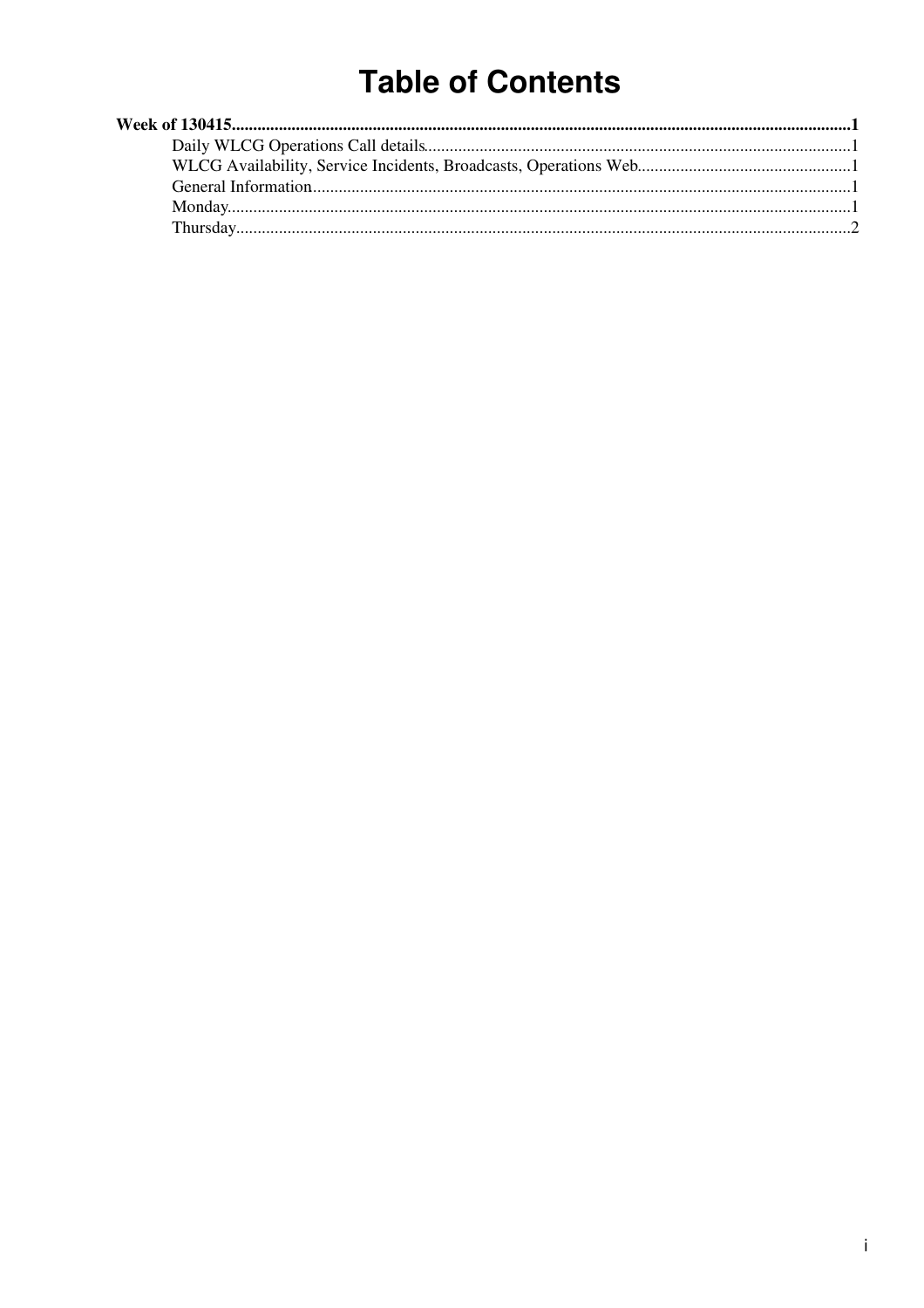# Table of Contents

**Week of 130415**.....1

- Daily WLCG Operations Call details.....1
- WLCG Availability, Service Incidents, Broadcasts, Operations Web.....1
- General Information.....1
- Monday.....1
- Thursday.....2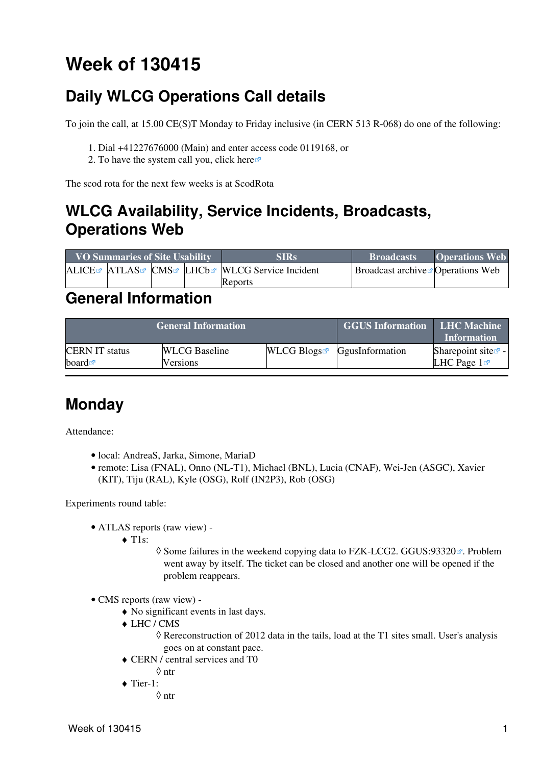# Week of 130415

## Daily WLCG Operations Call details

To join the call, at 15.00 CE(S)T Monday to Friday inclusive (in CERN 513 R-068) do one of the following:

1. Dial +41227676000 (Main) and enter access code 0119168, or
2. To have the system call you, click here

The scod rota for the next few weeks is at ScodRota

## WLCG Availability, Service Incidents, Broadcasts, Operations Web

| VO Summaries of Site Usability | | | | SIRs | Broadcasts | Operations Web |
|---|---|---|---|---|---|---|
| ALICE | ATLAS | CMS | LHCb | WLCG Service Incident Reports | Broadcast archive | Operations Web |

## General Information

| General Information | | | GGUS Information | LHC Machine Information |
|---|---|---|---|---|
| CERN IT status board | WLCG Baseline Versions | WLCG Blogs | GgusInformation | Sharepoint site - LHC Page 1 |

---

## Monday

Attendance:

- local: AndreaS, Jarka, Simone, MariaD
- remote: Lisa (FNAL), Onno (NL-T1), Michael (BNL), Lucia (CNAF), Wei-Jen (ASGC), Xavier (KIT), Tiju (RAL), Kyle (OSG), Rolf (IN2P3), Rob (OSG)

Experiments round table:

- ATLAS reports (raw view) -
  - T1s:
    - Some failures in the weekend copying data to FZK-LCG2. GGUS:93320. Problem went away by itself. The ticket can be closed and another one will be opened if the problem reappears.
- CMS reports (raw view) -
  - No significant events in last days.
  - LHC / CMS
    - Rereconstruction of 2012 data in the tails, load at the T1 sites small. User's analysis goes on at constant pace.
  - CERN / central services and T0
    - ntr
  - Tier-1:
    - ntr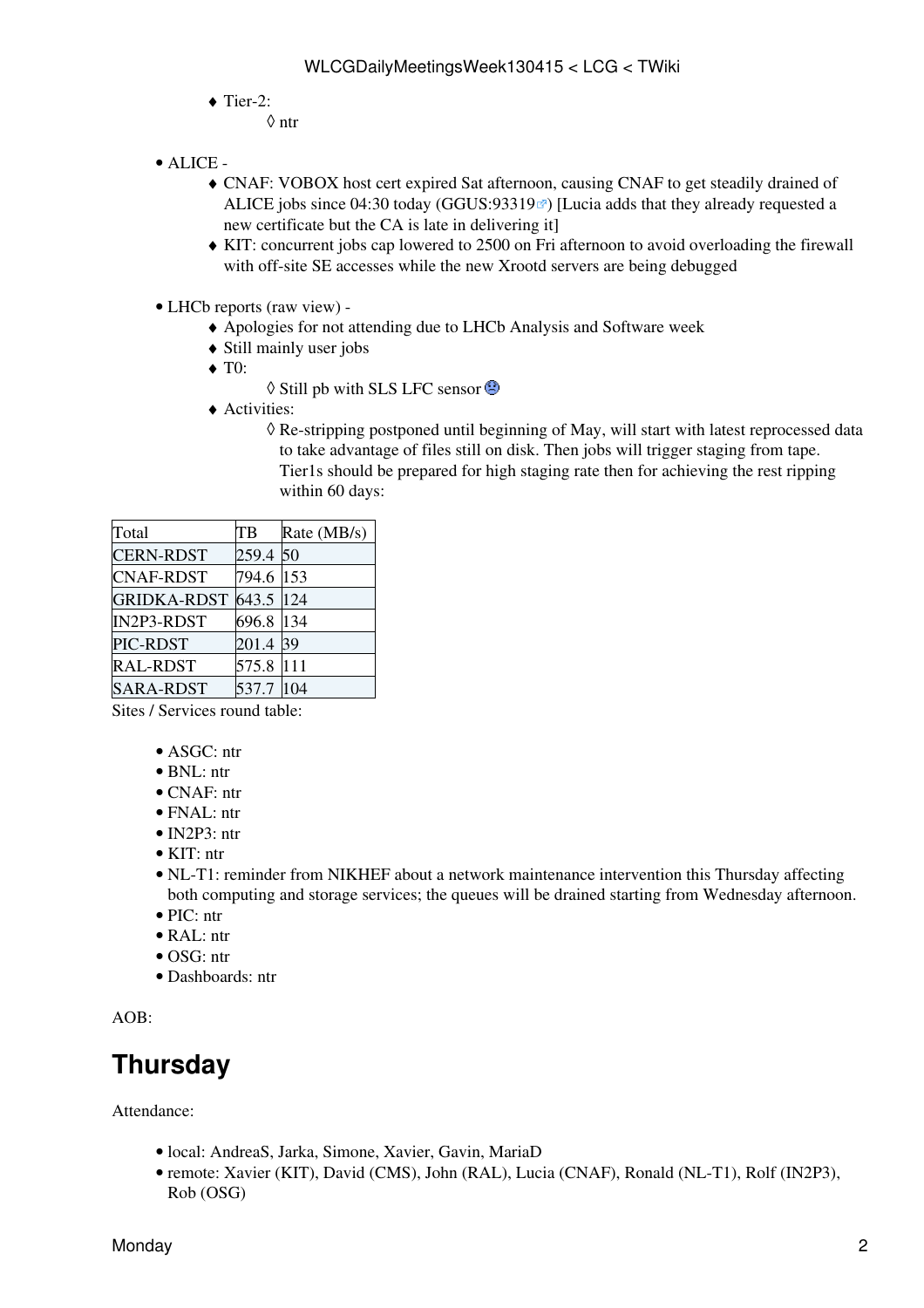- Tier-2:
    - ntr

- ALICE -
    - CNAF: VOBOX host cert expired Sat afternoon, causing CNAF to get steadily drained of ALICE jobs since 04:30 today (GGUS:93319) [Lucia adds that they already requested a new certificate but the CA is late in delivering it]
    - KIT: concurrent jobs cap lowered to 2500 on Fri afternoon to avoid overloading the firewall with off-site SE accesses while the new Xrootd servers are being debugged

- LHCb reports (raw view) -
    - Apologies for not attending due to LHCb Analysis and Software week
    - Still mainly user jobs
    - T0:
        - Still pb with SLS LFC sensor
    - Activities:
        - Re-stripping postponed until beginning of May, will start with latest reprocessed data to take advantage of files still on disk. Then jobs will trigger staging from tape. Tier1s should be prepared for high staging rate then for achieving the rest ripping within 60 days:

| Total | TB | Rate (MB/s) |
|---|---|---|
| CERN-RDST | 259.4 | 50 |
| CNAF-RDST | 794.6 | 153 |
| GRIDKA-RDST | 643.5 | 124 |
| IN2P3-RDST | 696.8 | 134 |
| PIC-RDST | 201.4 | 39 |
| RAL-RDST | 575.8 | 111 |
| SARA-RDST | 537.7 | 104 |

Sites / Services round table:

- ASGC: ntr
- BNL: ntr
- CNAF: ntr
- FNAL: ntr
- IN2P3: ntr
- KIT: ntr
- NL-T1: reminder from NIKHEF about a network maintenance intervention this Thursday affecting both computing and storage services; the queues will be drained starting from Wednesday afternoon.
- PIC: ntr
- RAL: ntr
- OSG: ntr
- Dashboards: ntr

AOB:

## Thursday

Attendance:

- local: AndreaS, Jarka, Simone, Xavier, Gavin, MariaD
- remote: Xavier (KIT), David (CMS), John (RAL), Lucia (CNAF), Ronald (NL-T1), Rolf (IN2P3), Rob (OSG)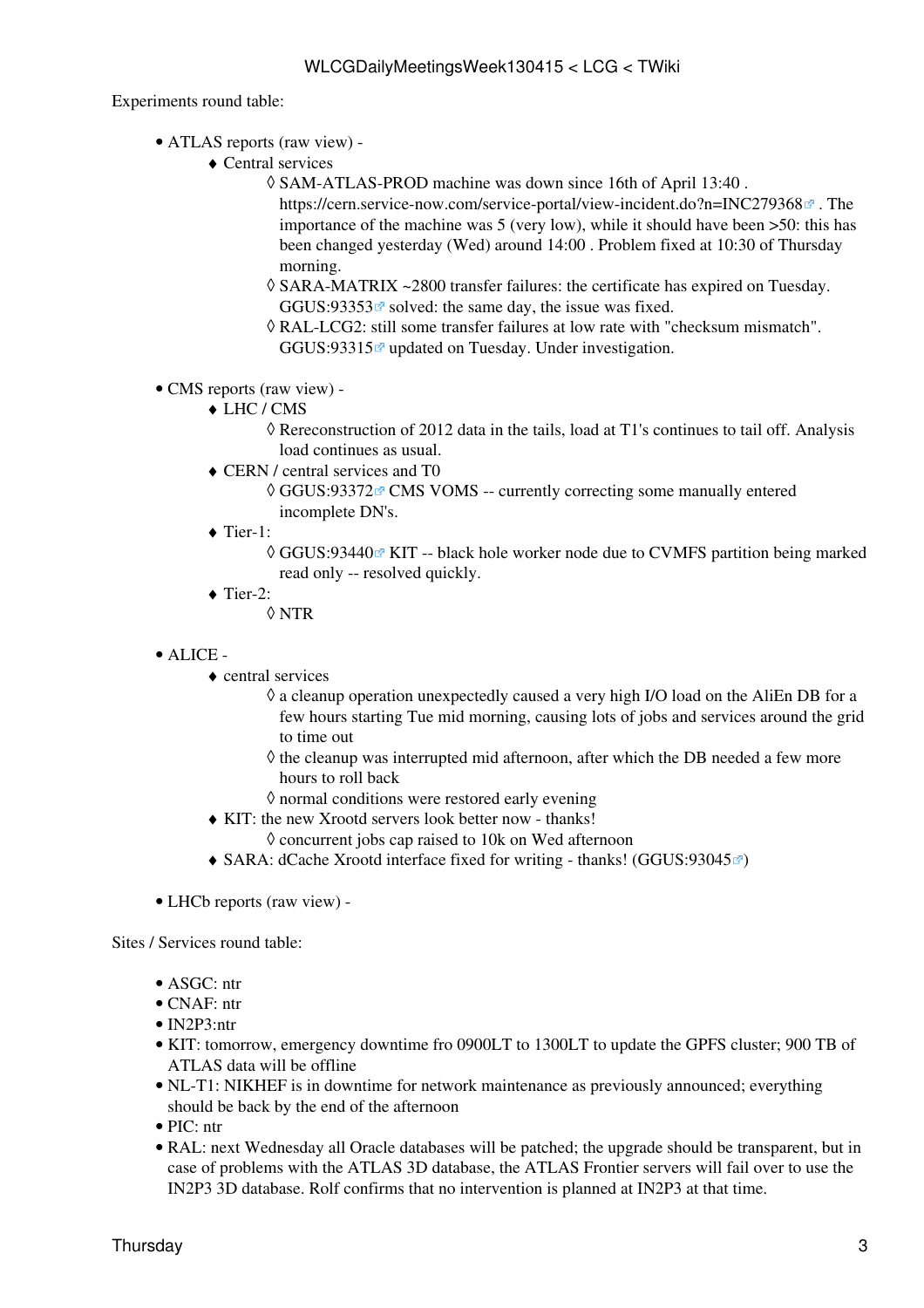Experiments round table:

- ATLAS reports (raw view) -
    - Central services
        - SAM-ATLAS-PROD machine was down since 16th of April 13:40 . https://cern.service-now.com/service-portal/view-incident.do?n=INC279368 . The importance of the machine was 5 (very low), while it should have been >50: this has been changed yesterday (Wed) around 14:00 . Problem fixed at 10:30 of Thursday morning.
        - SARA-MATRIX ~2800 transfer failures: the certificate has expired on Tuesday. GGUS:93353 solved: the same day, the issue was fixed.
        - RAL-LCG2: still some transfer failures at low rate with "checksum mismatch". GGUS:93315 updated on Tuesday. Under investigation.

- CMS reports (raw view) -
    - LHC / CMS
        - Rereconstruction of 2012 data in the tails, load at T1's continues to tail off. Analysis load continues as usual.
    - CERN / central services and T0
        - GGUS:93372 CMS VOMS -- currently correcting some manually entered incomplete DN's.
    - Tier-1:
        - GGUS:93440 KIT -- black hole worker node due to CVMFS partition being marked read only -- resolved quickly.
    - Tier-2:
        - NTR

- ALICE -
    - central services
        - a cleanup operation unexpectedly caused a very high I/O load on the AliEn DB for a few hours starting Tue mid morning, causing lots of jobs and services around the grid to time out
        - the cleanup was interrupted mid afternoon, after which the DB needed a few more hours to roll back
        - normal conditions were restored early evening
    - KIT: the new Xrootd servers look better now - thanks!
        - concurrent jobs cap raised to 10k on Wed afternoon
    - SARA: dCache Xrootd interface fixed for writing - thanks! (GGUS:93045)

- LHCb reports (raw view) -

Sites / Services round table:

- ASGC: ntr
- CNAF: ntr
- IN2P3:ntr
- KIT: tomorrow, emergency downtime fro 0900LT to 1300LT to update the GPFS cluster; 900 TB of ATLAS data will be offline
- NL-T1: NIKHEF is in downtime for network maintenance as previously announced; everything should be back by the end of the afternoon
- PIC: ntr
- RAL: next Wednesday all Oracle databases will be patched; the upgrade should be transparent, but in case of problems with the ATLAS 3D database, the ATLAS Frontier servers will fail over to use the IN2P3 3D database. Rolf confirms that no intervention is planned at IN2P3 at that time.

Thursday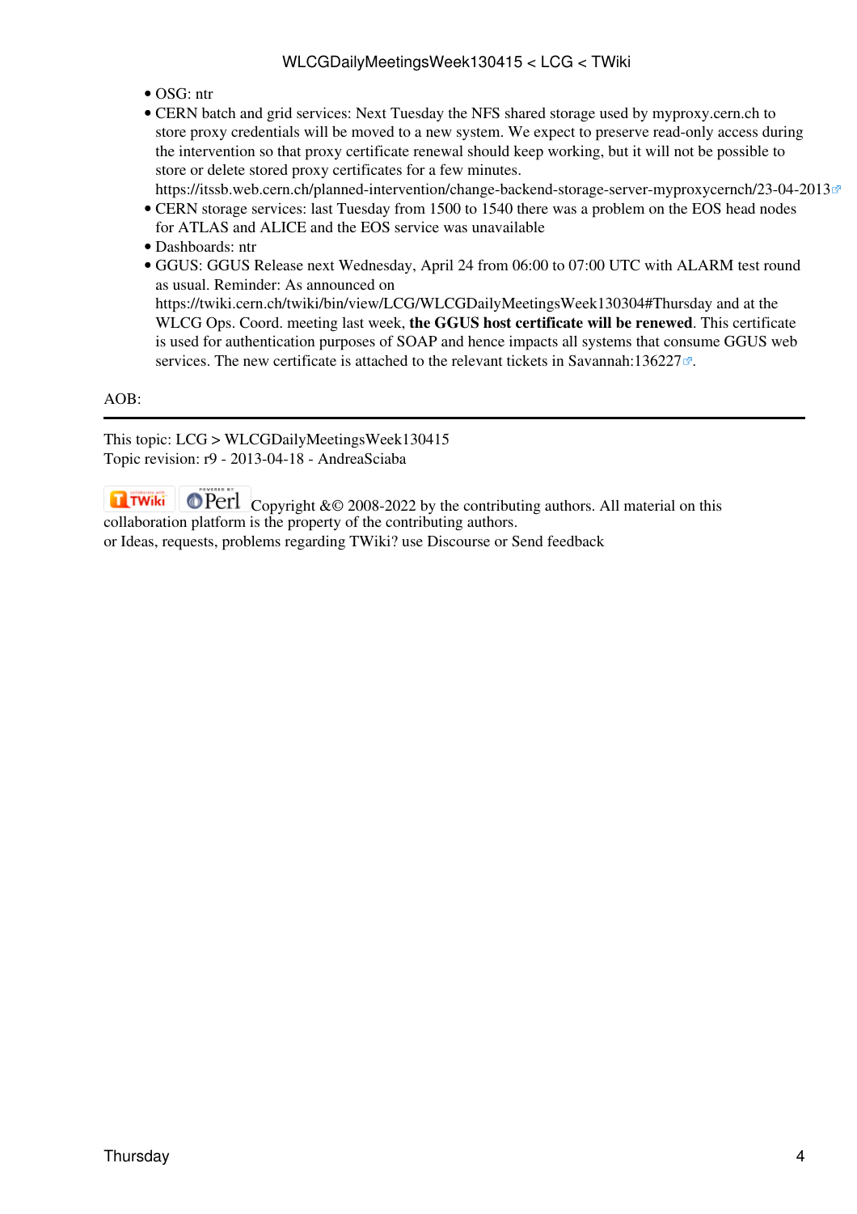- OSG: ntr
- CERN batch and grid services: Next Tuesday the NFS shared storage used by myproxy.cern.ch to store proxy credentials will be moved to a new system. We expect to preserve read-only access during the intervention so that proxy certificate renewal should keep working, but it will not be possible to store or delete stored proxy certificates for a few minutes. https://itssb.web.cern.ch/planned-intervention/change-backend-storage-server-myproxycernch/23-04-2013
- CERN storage services: last Tuesday from 1500 to 1540 there was a problem on the EOS head nodes for ATLAS and ALICE and the EOS service was unavailable
- Dashboards: ntr
- GGUS: GGUS Release next Wednesday, April 24 from 06:00 to 07:00 UTC with ALARM test round as usual. Reminder: As announced on https://twiki.cern.ch/twiki/bin/view/LCG/WLCGDailyMeetingsWeek130304#Thursday and at the WLCG Ops. Coord. meeting last week, **the GGUS host certificate will be renewed**. This certificate is used for authentication purposes of SOAP and hence impacts all systems that consume GGUS web services. The new certificate is attached to the relevant tickets in Savannah:136227.

AOB:

---

This topic: LCG > WLCGDailyMeetingsWeek130415
Topic revision: r9 - 2013-04-18 - AndreaSciaba

Copyright &© 2008-2022 by the contributing authors. All material on this collaboration platform is the property of the contributing authors.
or Ideas, requests, problems regarding TWiki? use Discourse or Send feedback